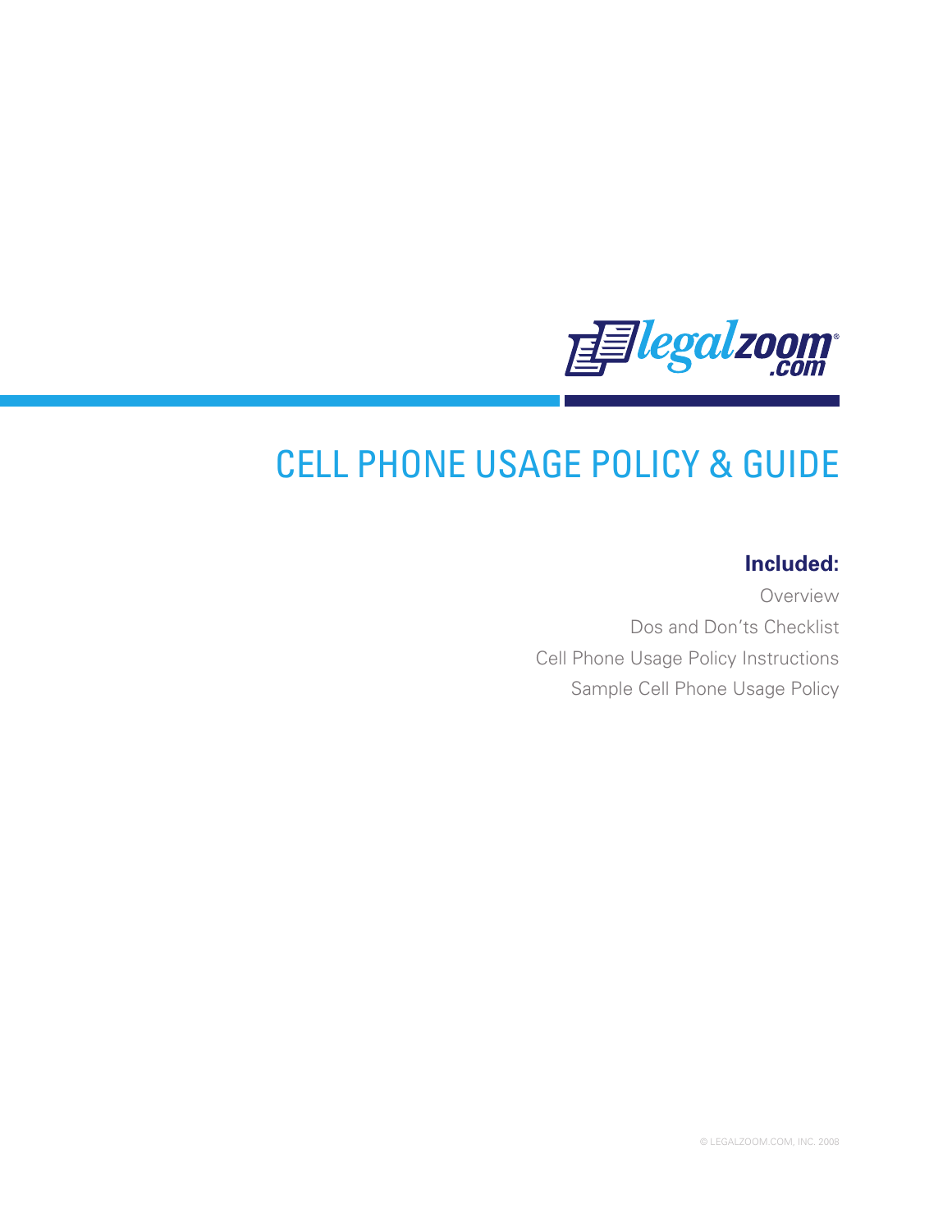legalzoom.com

# CELL PHONE USAGE POLICY & GUIDE

**Included:**

Overview

Dos and Don'ts Checklist

Cell Phone Usage Policy Instructions

Sample Cell Phone Usage Policy

© LEGALZOOM.COM, INC. 2008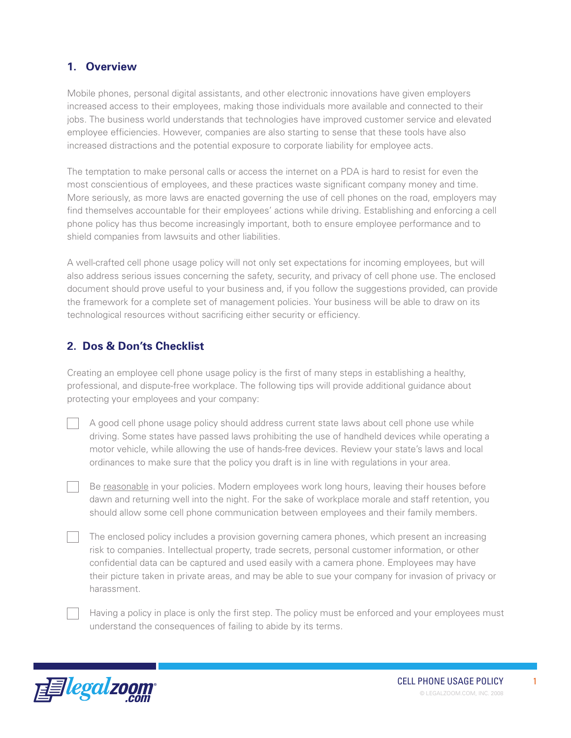## 1. Overview

Mobile phones, personal digital assistants, and other electronic innovations have given employers increased access to their employees, making those individuals more available and connected to their jobs. The business world understands that technologies have improved customer service and elevated employee efficiencies. However, companies are also starting to sense that these tools have also increased distractions and the potential exposure to corporate liability for employee acts.

The temptation to make personal calls or access the internet on a PDA is hard to resist for even the most conscientious of employees, and these practices waste significant company money and time. More seriously, as more laws are enacted governing the use of cell phones on the road, employers may find themselves accountable for their employees' actions while driving. Establishing and enforcing a cell phone policy has thus become increasingly important, both to ensure employee performance and to shield companies from lawsuits and other liabilities.

A well-crafted cell phone usage policy will not only set expectations for incoming employees, but will also address serious issues concerning the safety, security, and privacy of cell phone use. The enclosed document should prove useful to your business and, if you follow the suggestions provided, can provide the framework for a complete set of management policies. Your business will be able to draw on its technological resources without sacrificing either security or efficiency.

## 2. Dos & Don'ts Checklist

Creating an employee cell phone usage policy is the first of many steps in establishing a healthy, professional, and dispute-free workplace. The following tips will provide additional guidance about protecting your employees and your company:

- [ ] A good cell phone usage policy should address current state laws about cell phone use while driving. Some states have passed laws prohibiting the use of handheld devices while operating a motor vehicle, while allowing the use of hands-free devices. Review your state's laws and local ordinances to make sure that the policy you draft is in line with regulations in your area.

- [ ] Be <u>reasonable</u> in your policies. Modern employees work long hours, leaving their houses before dawn and returning well into the night. For the sake of workplace morale and staff retention, you should allow some cell phone communication between employees and their family members.

- [ ] The enclosed policy includes a provision governing camera phones, which present an increasing risk to companies. Intellectual property, trade secrets, personal customer information, or other confidential data can be captured and used easily with a camera phone. Employees may have their picture taken in private areas, and may be able to sue your company for invasion of privacy or harassment.

- [ ] Having a policy in place is only the first step. The policy must be enforced and your employees must understand the consequences of failing to abide by its terms.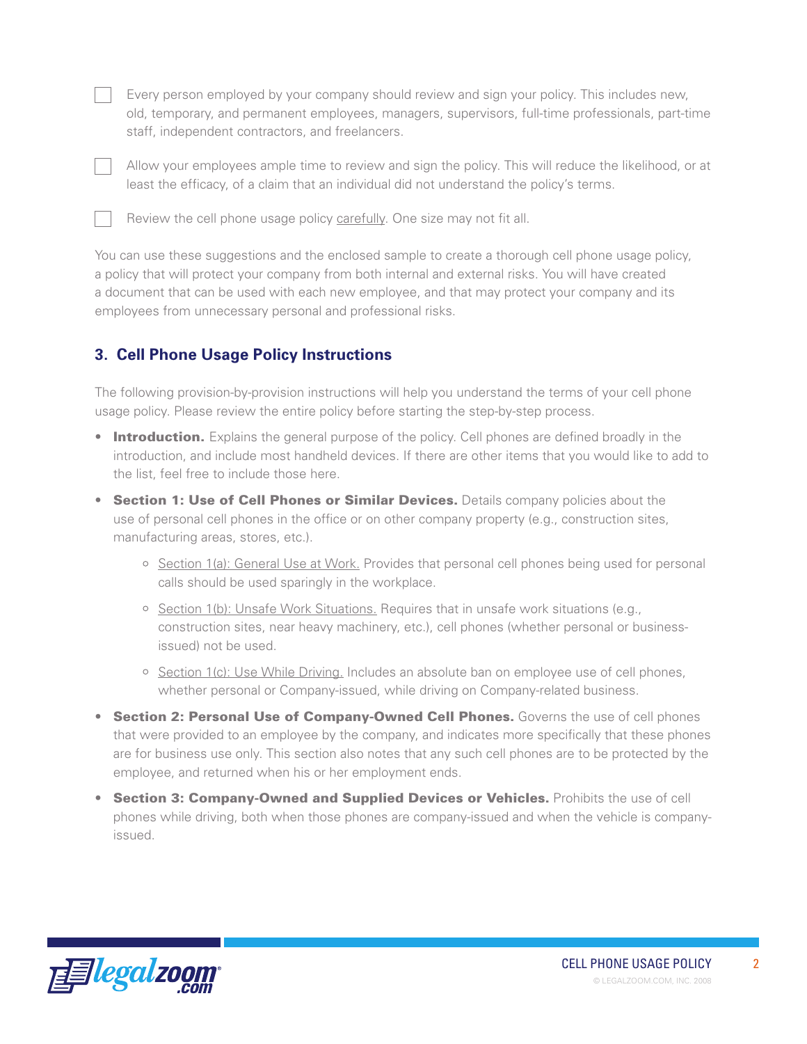- [ ] Every person employed by your company should review and sign your policy. This includes new, old, temporary, and permanent employees, managers, supervisors, full-time professionals, part-time staff, independent contractors, and freelancers.

- [ ] Allow your employees ample time to review and sign the policy. This will reduce the likelihood, or at least the efficacy, of a claim that an individual did not understand the policy's terms.

- [ ] Review the cell phone usage policy carefully. One size may not fit all.

You can use these suggestions and the enclosed sample to create a thorough cell phone usage policy, a policy that will protect your company from both internal and external risks. You will have created a document that can be used with each new employee, and that may protect your company and its employees from unnecessary personal and professional risks.

## 3. Cell Phone Usage Policy Instructions

The following provision-by-provision instructions will help you understand the terms of your cell phone usage policy. Please review the entire policy before starting the step-by-step process.

- **Introduction.** Explains the general purpose of the policy. Cell phones are defined broadly in the introduction, and include most handheld devices. If there are other items that you would like to add to the list, feel free to include those here.
- **Section 1: Use of Cell Phones or Similar Devices.** Details company policies about the use of personal cell phones in the office or on other company property (e.g., construction sites, manufacturing areas, stores, etc.).
  - Section 1(a): General Use at Work. Provides that personal cell phones being used for personal calls should be used sparingly in the workplace.
  - Section 1(b): Unsafe Work Situations. Requires that in unsafe work situations (e.g., construction sites, near heavy machinery, etc.), cell phones (whether personal or business-issued) not be used.
  - Section 1(c): Use While Driving. Includes an absolute ban on employee use of cell phones, whether personal or Company-issued, while driving on Company-related business.
- **Section 2: Personal Use of Company-Owned Cell Phones.** Governs the use of cell phones that were provided to an employee by the company, and indicates more specifically that these phones are for business use only. This section also notes that any such cell phones are to be protected by the employee, and returned when his or her employment ends.
- **Section 3: Company-Owned and Supplied Devices or Vehicles.** Prohibits the use of cell phones while driving, both when those phones are company-issued and when the vehicle is company-issued.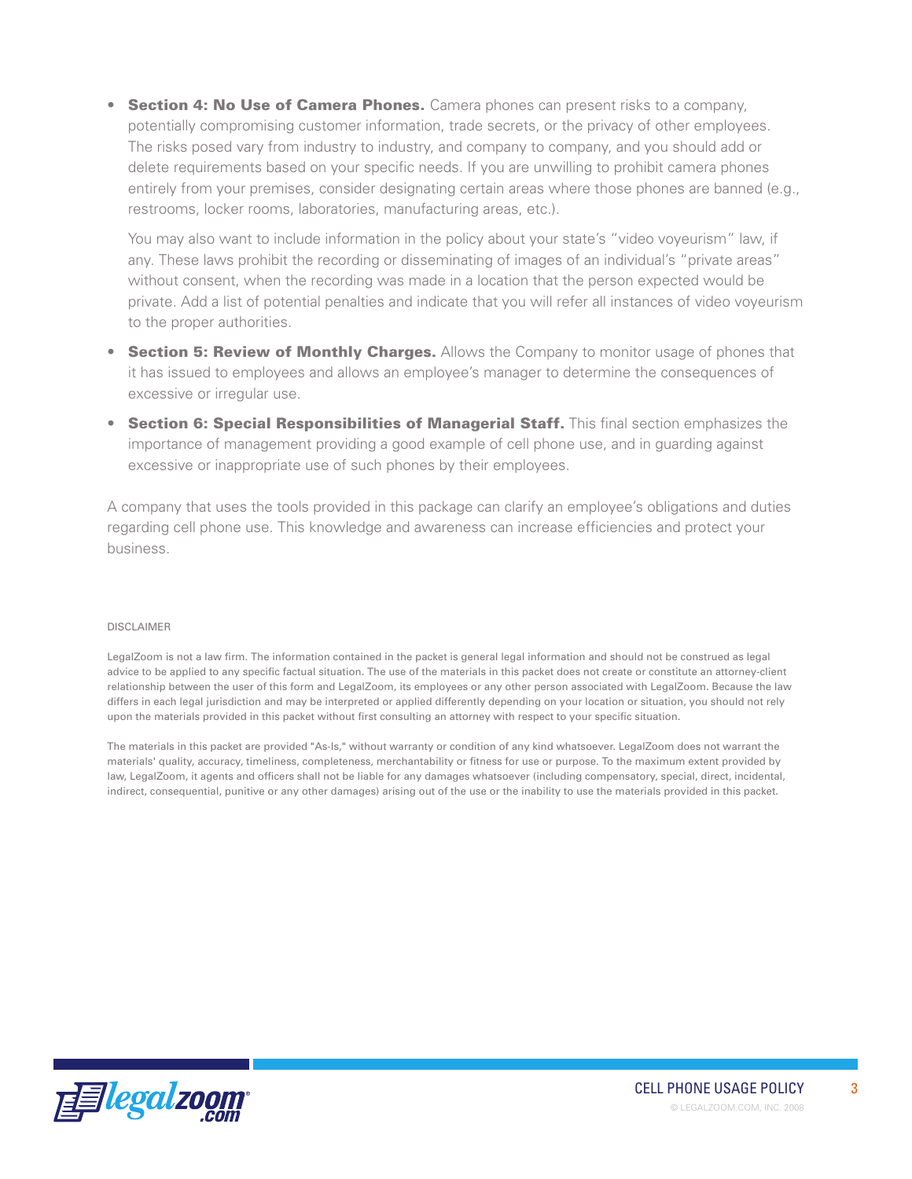- **Section 4: No Use of Camera Phones.** Camera phones can present risks to a company, potentially compromising customer information, trade secrets, or the privacy of other employees. The risks posed vary from industry to industry, and company to company, and you should add or delete requirements based on your specific needs. If you are unwilling to prohibit camera phones entirely from your premises, consider designating certain areas where those phones are banned (e.g., restrooms, locker rooms, laboratories, manufacturing areas, etc.).

  You may also want to include information in the policy about your state's "video voyeurism" law, if any. These laws prohibit the recording or disseminating of images of an individual's "private areas" without consent, when the recording was made in a location that the person expected would be private. Add a list of potential penalties and indicate that you will refer all instances of video voyeurism to the proper authorities.

- **Section 5: Review of Monthly Charges.** Allows the Company to monitor usage of phones that it has issued to employees and allows an employee's manager to determine the consequences of excessive or irregular use.

- **Section 6: Special Responsibilities of Managerial Staff.** This final section emphasizes the importance of management providing a good example of cell phone use, and in guarding against excessive or inappropriate use of such phones by their employees.

A company that uses the tools provided in this package can clarify an employee's obligations and duties regarding cell phone use. This knowledge and awareness can increase efficiencies and protect your business.

DISCLAIMER

LegalZoom is not a law firm. The information contained in the packet is general legal information and should not be construed as legal advice to be applied to any specific factual situation. The use of the materials in this packet does not create or constitute an attorney-client relationship between the user of this form and LegalZoom, its employees or any other person associated with LegalZoom. Because the law differs in each legal jurisdiction and may be interpreted or applied differently depending on your location or situation, you should not rely upon the materials provided in this packet without first consulting an attorney with respect to your specific situation.

The materials in this packet are provided "As-Is," without warranty or condition of any kind whatsoever. LegalZoom does not warrant the materials' quality, accuracy, timeliness, completeness, merchantability or fitness for use or purpose. To the maximum extent provided by law, LegalZoom, it agents and officers shall not be liable for any damages whatsoever (including compensatory, special, direct, incidental, indirect, consequential, punitive or any other damages) arising out of the use or the inability to use the materials provided in this packet.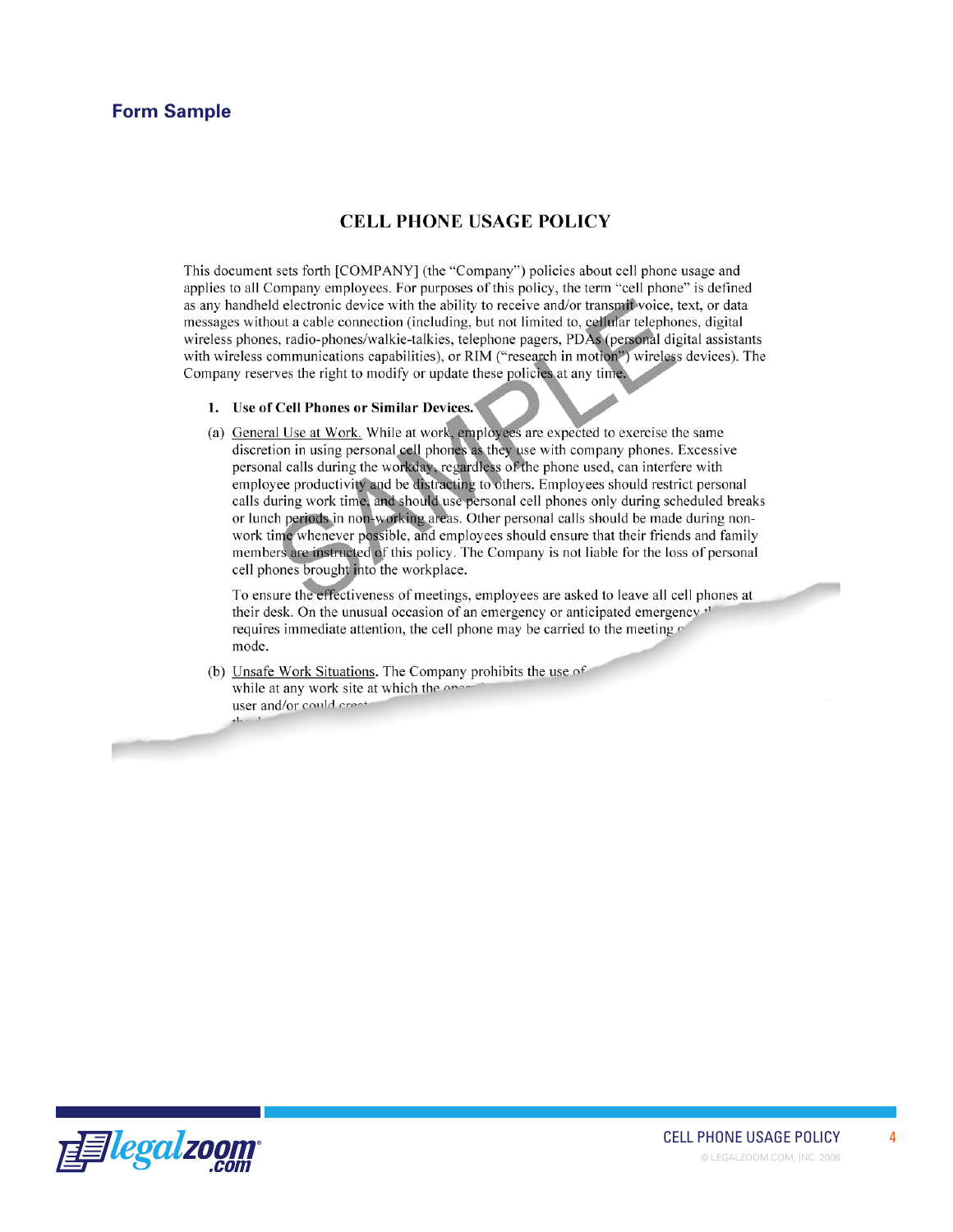## Form Sample

# CELL PHONE USAGE POLICY

This document sets forth [COMPANY] (the "Company") policies about cell phone usage and applies to all Company employees. For purposes of this policy, the term "cell phone" is defined as any handheld electronic device with the ability to receive and/or transmit voice, text, or data messages without a cable connection (including, but not limited to, cellular telephones, digital wireless phones, radio-phones/walkie-talkies, telephone pagers, PDAs (personal digital assistants with wireless communications capabilities), or RIM ("research in motion") wireless devices). The Company reserves the right to modify or update these policies at any time.

**1. Use of Cell Phones or Similar Devices.**

(a) General Use at Work. While at work, employees are expected to exercise the same discretion in using personal cell phones as they use with company phones. Excessive personal calls during the workday, regardless of the phone used, can interfere with employee productivity and be distracting to others. Employees should restrict personal calls during work time, and should use personal cell phones only during scheduled breaks or lunch periods in non-working areas. Other personal calls should be made during non-work time whenever possible, and employees should ensure that their friends and family members are instructed of this policy. The Company is not liable for the loss of personal cell phones brought into the workplace.

To ensure the effectiveness of meetings, employees are asked to leave all cell phones at their desk. On the unusual occasion of an emergency or anticipated emergency th... requires immediate attention, the cell phone may be carried to the meeting o... mode.

(b) Unsafe Work Situations. The Company prohibits the use of... while at any work site at which the oper... user and/or could creat...